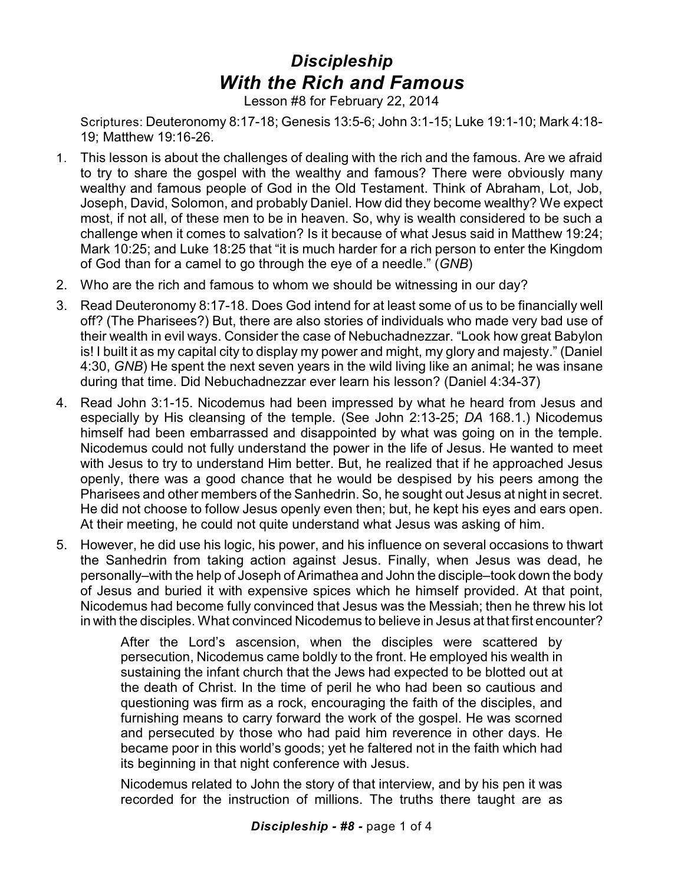# *Discipleship*
# *With the Rich and Famous*

Lesson #8 for February 22, 2014

Scriptures: Deuteronomy 8:17-18; Genesis 13:5-6; John 3:1-15; Luke 19:1-10; Mark 4:18-19; Matthew 19:16-26.

1. This lesson is about the challenges of dealing with the rich and the famous. Are we afraid to try to share the gospel with the wealthy and famous? There were obviously many wealthy and famous people of God in the Old Testament. Think of Abraham, Lot, Job, Joseph, David, Solomon, and probably Daniel. How did they become wealthy? We expect most, if not all, of these men to be in heaven. So, why is wealth considered to be such a challenge when it comes to salvation? Is it because of what Jesus said in Matthew 19:24; Mark 10:25; and Luke 18:25 that "it is much harder for a rich person to enter the Kingdom of God than for a camel to go through the eye of a needle." (*GNB*)
2. Who are the rich and famous to whom we should be witnessing in our day?
3. Read Deuteronomy 8:17-18. Does God intend for at least some of us to be financially well off? (The Pharisees?) But, there are also stories of individuals who made very bad use of their wealth in evil ways. Consider the case of Nebuchadnezzar. "Look how great Babylon is! I built it as my capital city to display my power and might, my glory and majesty." (Daniel 4:30, *GNB*) He spent the next seven years in the wild living like an animal; he was insane during that time. Did Nebuchadnezzar ever learn his lesson? (Daniel 4:34-37)
4. Read John 3:1-15. Nicodemus had been impressed by what he heard from Jesus and especially by His cleansing of the temple. (See John 2:13-25; *DA* 168.1.) Nicodemus himself had been embarrassed and disappointed by what was going on in the temple. Nicodemus could not fully understand the power in the life of Jesus. He wanted to meet with Jesus to try to understand Him better. But, he realized that if he approached Jesus openly, there was a good chance that he would be despised by his peers among the Pharisees and other members of the Sanhedrin. So, he sought out Jesus at night in secret. He did not choose to follow Jesus openly even then; but, he kept his eyes and ears open. At their meeting, he could not quite understand what Jesus was asking of him.
5. However, he did use his logic, his power, and his influence on several occasions to thwart the Sanhedrin from taking action against Jesus. Finally, when Jesus was dead, he personally–with the help of Joseph of Arimathea and John the disciple–took down the body of Jesus and buried it with expensive spices which he himself provided. At that point, Nicodemus had become fully convinced that Jesus was the Messiah; then he threw his lot in with the disciples. What convinced Nicodemus to believe in Jesus at that first encounter?

    > After the Lord's ascension, when the disciples were scattered by persecution, Nicodemus came boldly to the front. He employed his wealth in sustaining the infant church that the Jews had expected to be blotted out at the death of Christ. In the time of peril he who had been so cautious and questioning was firm as a rock, encouraging the faith of the disciples, and furnishing means to carry forward the work of the gospel. He was scorned and persecuted by those who had paid him reverence in other days. He became poor in this world's goods; yet he faltered not in the faith which had its beginning in that night conference with Jesus.
    >
    > Nicodemus related to John the story of that interview, and by his pen it was recorded for the instruction of millions. The truths there taught are as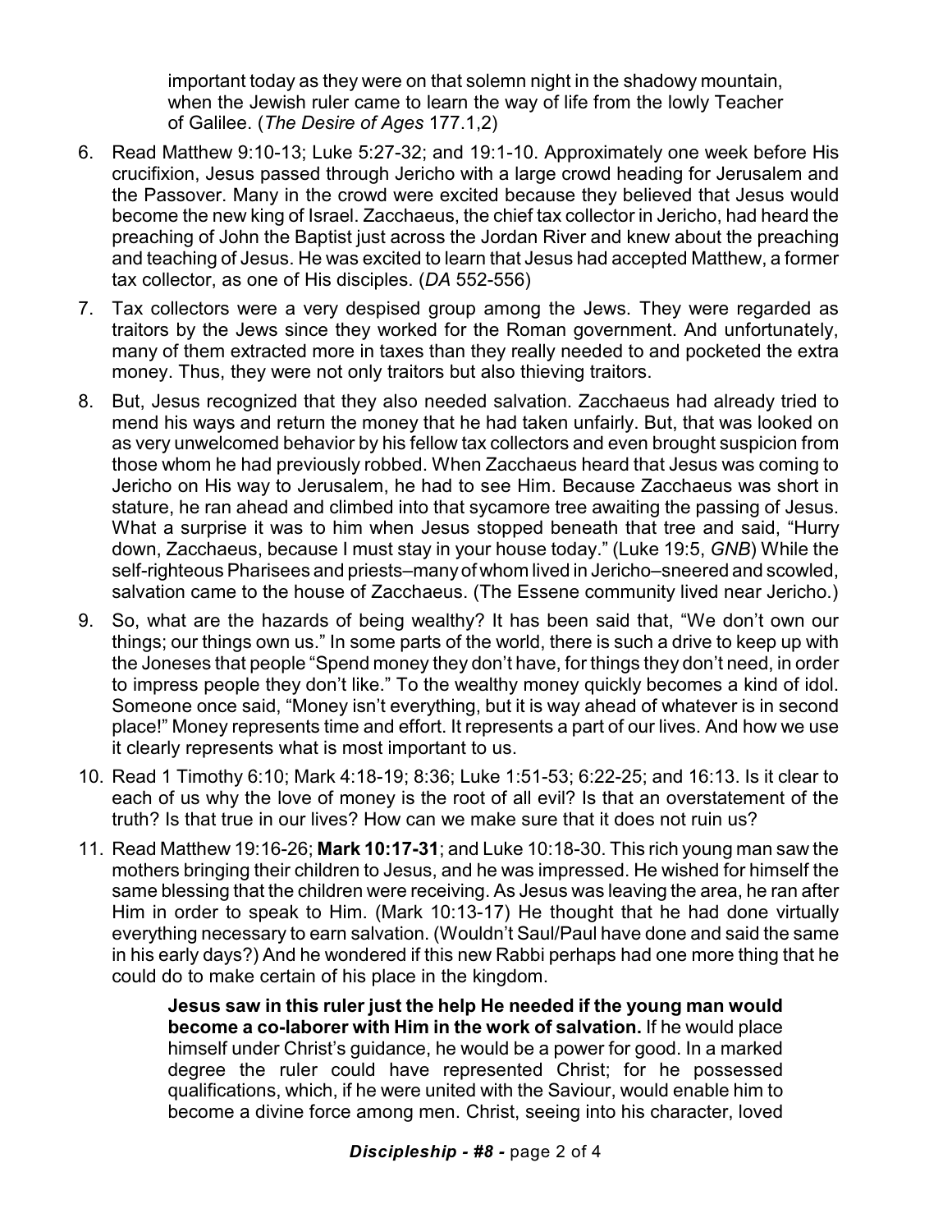important today as they were on that solemn night in the shadowy mountain, when the Jewish ruler came to learn the way of life from the lowly Teacher of Galilee. (*The Desire of Ages* 177.1,2)

6. Read Matthew 9:10-13; Luke 5:27-32; and 19:1-10. Approximately one week before His crucifixion, Jesus passed through Jericho with a large crowd heading for Jerusalem and the Passover. Many in the crowd were excited because they believed that Jesus would become the new king of Israel. Zacchaeus, the chief tax collector in Jericho, had heard the preaching of John the Baptist just across the Jordan River and knew about the preaching and teaching of Jesus. He was excited to learn that Jesus had accepted Matthew, a former tax collector, as one of His disciples. (*DA* 552-556)

7. Tax collectors were a very despised group among the Jews. They were regarded as traitors by the Jews since they worked for the Roman government. And unfortunately, many of them extracted more in taxes than they really needed to and pocketed the extra money. Thus, they were not only traitors but also thieving traitors.

8. But, Jesus recognized that they also needed salvation. Zacchaeus had already tried to mend his ways and return the money that he had taken unfairly. But, that was looked on as very unwelcomed behavior by his fellow tax collectors and even brought suspicion from those whom he had previously robbed. When Zacchaeus heard that Jesus was coming to Jericho on His way to Jerusalem, he had to see Him. Because Zacchaeus was short in stature, he ran ahead and climbed into that sycamore tree awaiting the passing of Jesus. What a surprise it was to him when Jesus stopped beneath that tree and said, "Hurry down, Zacchaeus, because I must stay in your house today." (Luke 19:5, *GNB*) While the self-righteous Pharisees and priests–many of whom lived in Jericho–sneered and scowled, salvation came to the house of Zacchaeus. (The Essene community lived near Jericho.)

9. So, what are the hazards of being wealthy? It has been said that, "We don't own our things; our things own us." In some parts of the world, there is such a drive to keep up with the Joneses that people "Spend money they don't have, for things they don't need, in order to impress people they don't like." To the wealthy money quickly becomes a kind of idol. Someone once said, "Money isn't everything, but it is way ahead of whatever is in second place!" Money represents time and effort. It represents a part of our lives. And how we use it clearly represents what is most important to us.

10. Read 1 Timothy 6:10; Mark 4:18-19; 8:36; Luke 1:51-53; 6:22-25; and 16:13. Is it clear to each of us why the love of money is the root of all evil? Is that an overstatement of the truth? Is that true in our lives? How can we make sure that it does not ruin us?

11. Read Matthew 19:16-26; **Mark 10:17-31**; and Luke 10:18-30. This rich young man saw the mothers bringing their children to Jesus, and he was impressed. He wished for himself the same blessing that the children were receiving. As Jesus was leaving the area, he ran after Him in order to speak to Him. (Mark 10:13-17) He thought that he had done virtually everything necessary to earn salvation. (Wouldn't Saul/Paul have done and said the same in his early days?) And he wondered if this new Rabbi perhaps had one more thing that he could do to make certain of his place in the kingdom.

> **Jesus saw in this ruler just the help He needed if the young man would become a co-laborer with Him in the work of salvation.** If he would place himself under Christ's guidance, he would be a power for good. In a marked degree the ruler could have represented Christ; for he possessed qualifications, which, if he were united with the Saviour, would enable him to become a divine force among men. Christ, seeing into his character, loved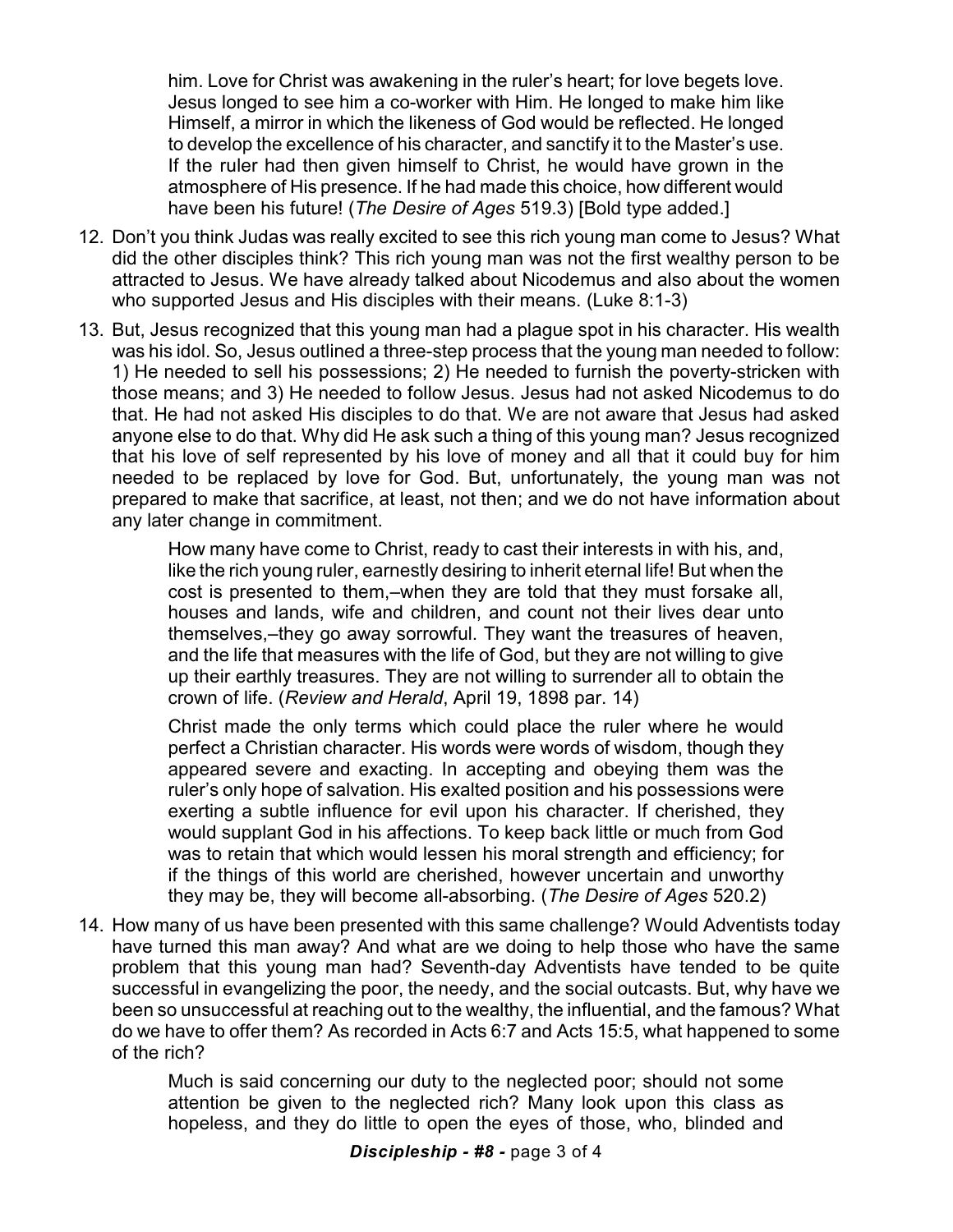him. Love for Christ was awakening in the ruler's heart; for love begets love. Jesus longed to see him a co-worker with Him. He longed to make him like Himself, a mirror in which the likeness of God would be reflected. He longed to develop the excellence of his character, and sanctify it to the Master's use. If the ruler had then given himself to Christ, he would have grown in the atmosphere of His presence. If he had made this choice, how different would have been his future! (*The Desire of Ages* 519.3) [Bold type added.]

12. Don't you think Judas was really excited to see this rich young man come to Jesus? What did the other disciples think? This rich young man was not the first wealthy person to be attracted to Jesus. We have already talked about Nicodemus and also about the women who supported Jesus and His disciples with their means. (Luke 8:1-3)

13. But, Jesus recognized that this young man had a plague spot in his character. His wealth was his idol. So, Jesus outlined a three-step process that the young man needed to follow: 1) He needed to sell his possessions; 2) He needed to furnish the poverty-stricken with those means; and 3) He needed to follow Jesus. Jesus had not asked Nicodemus to do that. He had not asked His disciples to do that. We are not aware that Jesus had asked anyone else to do that. Why did He ask such a thing of this young man? Jesus recognized that his love of self represented by his love of money and all that it could buy for him needed to be replaced by love for God. But, unfortunately, the young man was not prepared to make that sacrifice, at least, not then; and we do not have information about any later change in commitment.

> How many have come to Christ, ready to cast their interests in with his, and, like the rich young ruler, earnestly desiring to inherit eternal life! But when the cost is presented to them,–when they are told that they must forsake all, houses and lands, wife and children, and count not their lives dear unto themselves,–they go away sorrowful. They want the treasures of heaven, and the life that measures with the life of God, but they are not willing to give up their earthly treasures. They are not willing to surrender all to obtain the crown of life. (*Review and Herald*, April 19, 1898 par. 14)

> Christ made the only terms which could place the ruler where he would perfect a Christian character. His words were words of wisdom, though they appeared severe and exacting. In accepting and obeying them was the ruler's only hope of salvation. His exalted position and his possessions were exerting a subtle influence for evil upon his character. If cherished, they would supplant God in his affections. To keep back little or much from God was to retain that which would lessen his moral strength and efficiency; for if the things of this world are cherished, however uncertain and unworthy they may be, they will become all-absorbing. (*The Desire of Ages* 520.2)

14. How many of us have been presented with this same challenge? Would Adventists today have turned this man away? And what are we doing to help those who have the same problem that this young man had? Seventh-day Adventists have tended to be quite successful in evangelizing the poor, the needy, and the social outcasts. But, why have we been so unsuccessful at reaching out to the wealthy, the influential, and the famous? What do we have to offer them? As recorded in Acts 6:7 and Acts 15:5, what happened to some of the rich?

> Much is said concerning our duty to the neglected poor; should not some attention be given to the neglected rich? Many look upon this class as hopeless, and they do little to open the eyes of those, who, blinded and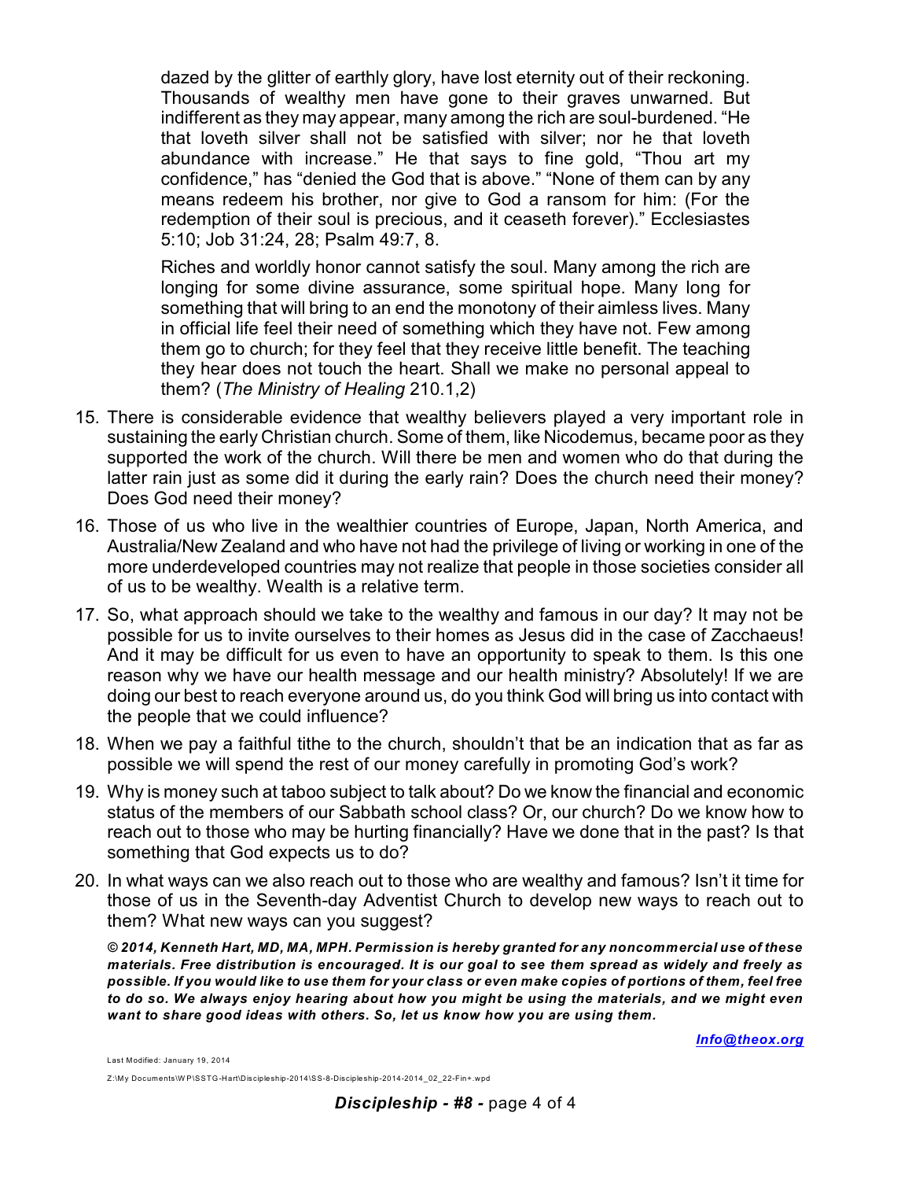dazed by the glitter of earthly glory, have lost eternity out of their reckoning. Thousands of wealthy men have gone to their graves unwarned. But indifferent as they may appear, many among the rich are soul-burdened. “He that loveth silver shall not be satisfied with silver; nor he that loveth abundance with increase.” He that says to fine gold, “Thou art my confidence,” has “denied the God that is above.” “None of them can by any means redeem his brother, nor give to God a ransom for him: (For the redemption of their soul is precious, and it ceaseth forever).” Ecclesiastes 5:10; Job 31:24, 28; Psalm 49:7, 8.

> Riches and worldly honor cannot satisfy the soul. Many among the rich are longing for some divine assurance, some spiritual hope. Many long for something that will bring to an end the monotony of their aimless lives. Many in official life feel their need of something which they have not. Few among them go to church; for they feel that they receive little benefit. The teaching they hear does not touch the heart. Shall we make no personal appeal to them? (*The Ministry of Healing* 210.1,2)

15. There is considerable evidence that wealthy believers played a very important role in sustaining the early Christian church. Some of them, like Nicodemus, became poor as they supported the work of the church. Will there be men and women who do that during the latter rain just as some did it during the early rain? Does the church need their money? Does God need their money?
16. Those of us who live in the wealthier countries of Europe, Japan, North America, and Australia/New Zealand and who have not had the privilege of living or working in one of the more underdeveloped countries may not realize that people in those societies consider all of us to be wealthy. Wealth is a relative term.
17. So, what approach should we take to the wealthy and famous in our day? It may not be possible for us to invite ourselves to their homes as Jesus did in the case of Zacchaeus! And it may be difficult for us even to have an opportunity to speak to them. Is this one reason why we have our health message and our health ministry? Absolutely! If we are doing our best to reach everyone around us, do you think God will bring us into contact with the people that we could influence?
18. When we pay a faithful tithe to the church, shouldn’t that be an indication that as far as possible we will spend the rest of our money carefully in promoting God’s work?
19. Why is money such at taboo subject to talk about? Do we know the financial and economic status of the members of our Sabbath school class? Or, our church? Do we know how to reach out to those who may be hurting financially? Have we done that in the past? Is that something that God expects us to do?
20. In what ways can we also reach out to those who are wealthy and famous? Isn’t it time for those of us in the Seventh-day Adventist Church to develop new ways to reach out to them? What new ways can you suggest?

***© 2014, Kenneth Hart, MD, MA, MPH. Permission is hereby granted for any noncommercial use of these materials. Free distribution is encouraged. It is our goal to see them spread as widely and freely as possible. If you would like to use them for your class or even make copies of portions of them, feel free to do so. We always enjoy hearing about how you might be using the materials, and we might even want to share good ideas with others. So, let us know how you are using them.***

***Info@theox.org***

Last Modified: January 19, 2014

Z:\My Documents\WP\SSTG-Hart\Discipleship-2014\SS-8-Discipleship-2014-2014_02_22-Fin+.wpd